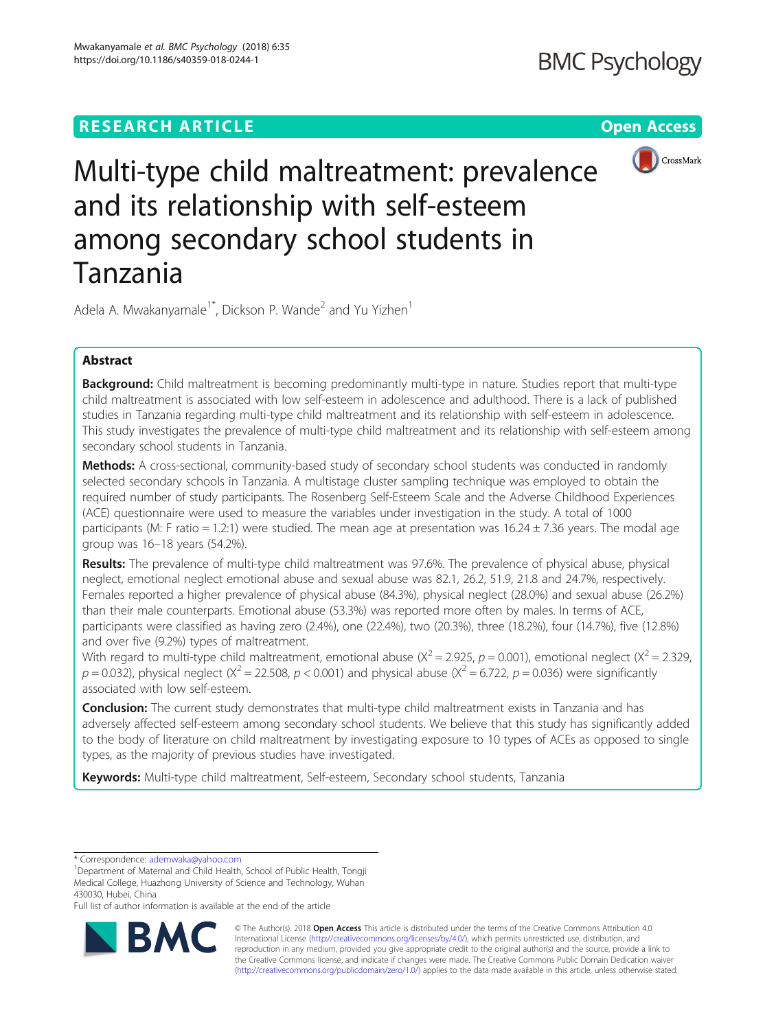RESEARCH ARTICLE

Open Access

# Multi-type child maltreatment: prevalence and its relationship with self-esteem among secondary school students in Tanzania

Adela A. Mwakanyamale[1*], Dickson P. Wande[2] and Yu Yizhen[1]

## Abstract

**Background:** Child maltreatment is becoming predominantly multi-type in nature. Studies report that multi-type child maltreatment is associated with low self-esteem in adolescence and adulthood. There is a lack of published studies in Tanzania regarding multi-type child maltreatment and its relationship with self-esteem in adolescence. This study investigates the prevalence of multi-type child maltreatment and its relationship with self-esteem among secondary school students in Tanzania.

**Methods:** A cross-sectional, community-based study of secondary school students was conducted in randomly selected secondary schools in Tanzania. A multistage cluster sampling technique was employed to obtain the required number of study participants. The Rosenberg Self-Esteem Scale and the Adverse Childhood Experiences (ACE) questionnaire were used to measure the variables under investigation in the study. A total of 1000 participants (M: F ratio = 1.2:1) were studied. The mean age at presentation was 16.24 ± 7.36 years. The modal age group was 16–18 years (54.2%).

**Results:** The prevalence of multi-type child maltreatment was 97.6%. The prevalence of physical abuse, physical neglect, emotional neglect emotional abuse and sexual abuse was 82.1, 26.2, 51.9, 21.8 and 24.7%, respectively. Females reported a higher prevalence of physical abuse (84.3%), physical neglect (28.0%) and sexual abuse (26.2%) than their male counterparts. Emotional abuse (53.3%) was reported more often by males. In terms of ACE, participants were classified as having zero (2.4%), one (22.4%), two (20.3%), three (18.2%), four (14.7%), five (12.8%) and over five (9.2%) types of maltreatment.

With regard to multi-type child maltreatment, emotional abuse ($X^2 = 2.925$, $p = 0.001$), emotional neglect ($X^2 = 2.329$, $p = 0.032$), physical neglect ($X^2 = 22.508$, $p < 0.001$) and physical abuse ($X^2 = 6.722$, $p = 0.036$) were significantly associated with low self-esteem.

**Conclusion:** The current study demonstrates that multi-type child maltreatment exists in Tanzania and has adversely affected self-esteem among secondary school students. We believe that this study has significantly added to the body of literature on child maltreatment by investigating exposure to 10 types of ACEs as opposed to single types, as the majority of previous studies have investigated.

**Keywords:** Multi-type child maltreatment, Self-esteem, Secondary school students, Tanzania

---

* Correspondence: ademwaka@yahoo.com
[1]Department of Maternal and Child Health, School of Public Health, Tongji Medical College, Huazhong University of Science and Technology, Wuhan 430030, Hubei, China
Full list of author information is available at the end of the article

© The Author(s). 2018 **Open Access** This article is distributed under the terms of the Creative Commons Attribution 4.0 International License (http://creativecommons.org/licenses/by/4.0/), which permits unrestricted use, distribution, and reproduction in any medium, provided you give appropriate credit to the original author(s) and the source, provide a link to the Creative Commons license, and indicate if changes were made. The Creative Commons Public Domain Dedication waiver (http://creativecommons.org/publicdomain/zero/1.0/) applies to the data made available in this article, unless otherwise stated.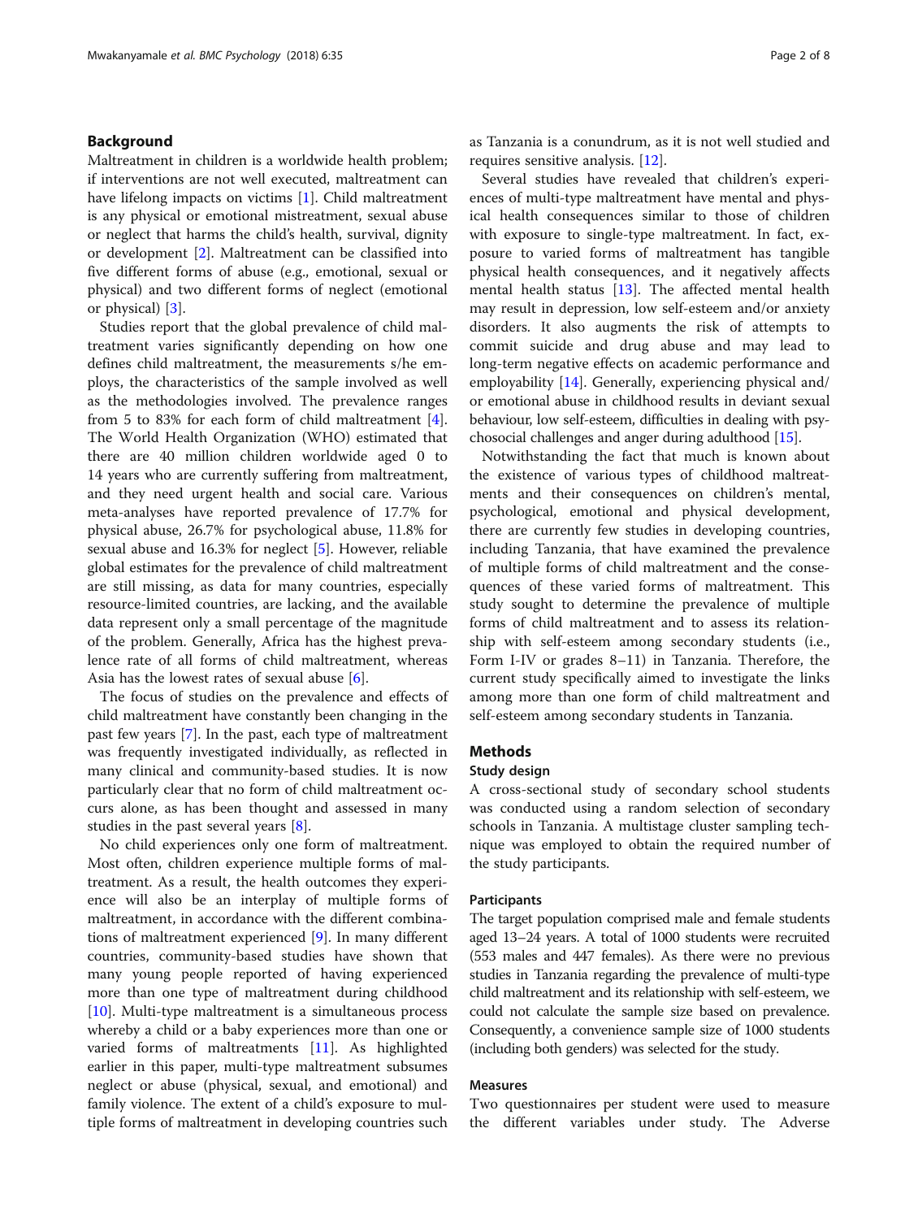## Background

Maltreatment in children is a worldwide health problem; if interventions are not well executed, maltreatment can have lifelong impacts on victims [1]. Child maltreatment is any physical or emotional mistreatment, sexual abuse or neglect that harms the child's health, survival, dignity or development [2]. Maltreatment can be classified into five different forms of abuse (e.g., emotional, sexual or physical) and two different forms of neglect (emotional or physical) [3].

Studies report that the global prevalence of child maltreatment varies significantly depending on how one defines child maltreatment, the measurements s/he employs, the characteristics of the sample involved as well as the methodologies involved. The prevalence ranges from 5 to 83% for each form of child maltreatment [4]. The World Health Organization (WHO) estimated that there are 40 million children worldwide aged 0 to 14 years who are currently suffering from maltreatment, and they need urgent health and social care. Various meta-analyses have reported prevalence of 17.7% for physical abuse, 26.7% for psychological abuse, 11.8% for sexual abuse and 16.3% for neglect [5]. However, reliable global estimates for the prevalence of child maltreatment are still missing, as data for many countries, especially resource-limited countries, are lacking, and the available data represent only a small percentage of the magnitude of the problem. Generally, Africa has the highest prevalence rate of all forms of child maltreatment, whereas Asia has the lowest rates of sexual abuse [6].

The focus of studies on the prevalence and effects of child maltreatment have constantly been changing in the past few years [7]. In the past, each type of maltreatment was frequently investigated individually, as reflected in many clinical and community-based studies. It is now particularly clear that no form of child maltreatment occurs alone, as has been thought and assessed in many studies in the past several years [8].

No child experiences only one form of maltreatment. Most often, children experience multiple forms of maltreatment. As a result, the health outcomes they experience will also be an interplay of multiple forms of maltreatment, in accordance with the different combinations of maltreatment experienced [9]. In many different countries, community-based studies have shown that many young people reported of having experienced more than one type of maltreatment during childhood [10]. Multi-type maltreatment is a simultaneous process whereby a child or a baby experiences more than one or varied forms of maltreatments [11]. As highlighted earlier in this paper, multi-type maltreatment subsumes neglect or abuse (physical, sexual, and emotional) and family violence. The extent of a child's exposure to multiple forms of maltreatment in developing countries such as Tanzania is a conundrum, as it is not well studied and requires sensitive analysis. [12].

Several studies have revealed that children's experiences of multi-type maltreatment have mental and physical health consequences similar to those of children with exposure to single-type maltreatment. In fact, exposure to varied forms of maltreatment has tangible physical health consequences, and it negatively affects mental health status [13]. The affected mental health may result in depression, low self-esteem and/or anxiety disorders. It also augments the risk of attempts to commit suicide and drug abuse and may lead to long-term negative effects on academic performance and employability [14]. Generally, experiencing physical and/or emotional abuse in childhood results in deviant sexual behaviour, low self-esteem, difficulties in dealing with psychosocial challenges and anger during adulthood [15].

Notwithstanding the fact that much is known about the existence of various types of childhood maltreatments and their consequences on children's mental, psychological, emotional and physical development, there are currently few studies in developing countries, including Tanzania, that have examined the prevalence of multiple forms of child maltreatment and the consequences of these varied forms of maltreatment. This study sought to determine the prevalence of multiple forms of child maltreatment and to assess its relationship with self-esteem among secondary students (i.e., Form I-IV or grades 8–11) in Tanzania. Therefore, the current study specifically aimed to investigate the links among more than one form of child maltreatment and self-esteem among secondary students in Tanzania.

## Methods

### Study design

A cross-sectional study of secondary school students was conducted using a random selection of secondary schools in Tanzania. A multistage cluster sampling technique was employed to obtain the required number of the study participants.

### Participants

The target population comprised male and female students aged 13–24 years. A total of 1000 students were recruited (553 males and 447 females). As there were no previous studies in Tanzania regarding the prevalence of multi-type child maltreatment and its relationship with self-esteem, we could not calculate the sample size based on prevalence. Consequently, a convenience sample size of 1000 students (including both genders) was selected for the study.

### Measures

Two questionnaires per student were used to measure the different variables under study. The Adverse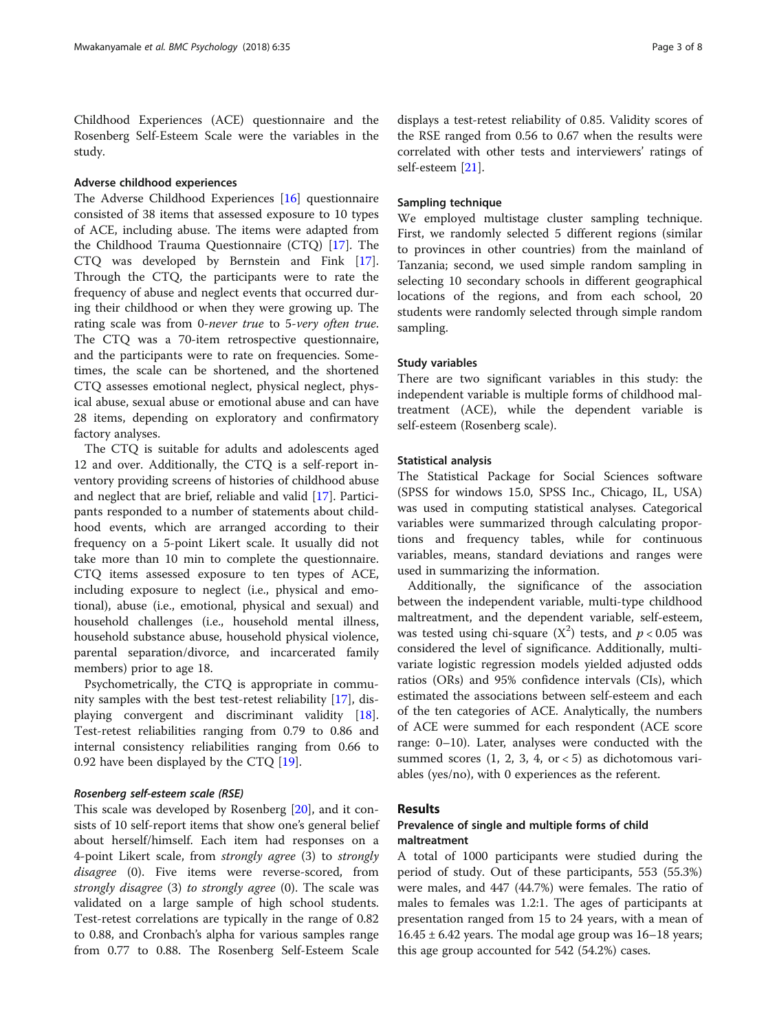Childhood Experiences (ACE) questionnaire and the Rosenberg Self-Esteem Scale were the variables in the study.

#### Adverse childhood experiences

The Adverse Childhood Experiences [16] questionnaire consisted of 38 items that assessed exposure to up to 10 types of ACE, including abuse. The items were adapted from the Childhood Trauma Questionnaire (CTQ) [17]. The CTQ was developed by Bernstein and Fink [17]. Through the CTQ, the participants were to rate the frequency of abuse and neglect events that occurred during their childhood or when they were growing up. The rating scale was from 0-*never true* to 5-*very often true*. The CTQ was a 70-item retrospective questionnaire, and the participants were to rate on frequencies. Sometimes, the scale can be shortened, and the shortened CTQ assesses emotional neglect, physical neglect, physical abuse, sexual abuse or emotional abuse and can have 28 items, depending on exploratory and confirmatory factory analyses.

The CTQ is suitable for adults and adolescents aged 12 and over. Additionally, the CTQ is a self-report inventory providing screens of histories of childhood abuse and neglect that are brief, reliable and valid [17]. Participants responded to a number of statements about childhood events, which are arranged according to their frequency on a 5-point Likert scale. It usually did not take more than 10 min to complete the questionnaire. CTQ items assessed exposure to ten types of ACE, including exposure to neglect (i.e., physical and emotional), abuse (i.e., emotional, physical and sexual) and household challenges (i.e., household mental illness, household substance abuse, household physical violence, parental separation/divorce, and incarcerated family members) prior to age 18.

Psychometrically, the CTQ is appropriate in community samples with the best test-retest reliability [17], displaying convergent and discriminant validity [18]. Test-retest reliabilities ranging from 0.79 to 0.86 and internal consistency reliabilities ranging from 0.66 to 0.92 have been displayed by the CTQ [19].

##### *Rosenberg self-esteem scale (RSE)*

This scale was developed by Rosenberg [20], and it consists of 10 self-report items that show one's general belief about herself/himself. Each item had responses on a 4-point Likert scale, from *strongly agree* (3) to *strongly disagree* (0). Five items were reverse-scored, from *strongly disagree* (3) *to strongly agree* (0). The scale was validated on a large sample of high school students. Test-retest correlations are typically in the range of 0.82 to 0.88, and Cronbach's alpha for various samples range from 0.77 to 0.88. The Rosenberg Self-Esteem Scale displays a test-retest reliability of 0.85. Validity scores of the RSE ranged from 0.56 to 0.67 when the results were correlated with other tests and interviewers' ratings of self-esteem [21].

#### Sampling technique

We employed multistage cluster sampling technique. First, we randomly selected 5 different regions (similar to provinces in other countries) from the mainland of Tanzania; second, we used simple random sampling in selecting 10 secondary schools in different geographical locations of the regions, and from each school, 20 students were randomly selected through simple random sampling.

#### Study variables

There are two significant variables in this study: the independent variable is multiple forms of childhood maltreatment (ACE), while the dependent variable is self-esteem (Rosenberg scale).

#### Statistical analysis

The Statistical Package for Social Sciences software (SPSS for windows 15.0, SPSS Inc., Chicago, IL, USA) was used in computing statistical analyses. Categorical variables were summarized through calculating proportions and frequency tables, while for continuous variables, means, standard deviations and ranges were used in summarizing the information.

Additionally, the significance of the association between the independent variable, multi-type childhood maltreatment, and the dependent variable, self-esteem, was tested using chi-square ($X^2$) tests, and $p < 0.05$ was considered the level of significance. Additionally, multivariate logistic regression models yielded adjusted odds ratios (ORs) and 95% confidence intervals (CIs), which estimated the associations between self-esteem and each of the ten categories of ACE. Analytically, the numbers of ACE were summed for each respondent (ACE score range: 0–10). Later, analyses were conducted with the summed scores (1, 2, 3, 4, or < 5) as dichotomous variables (yes/no), with 0 experiences as the referent.

## Results

### Prevalence of single and multiple forms of child maltreatment

A total of 1000 participants were studied during the period of study. Out of these participants, 553 (55.3%) were males, and 447 (44.7%) were females. The ratio of males to females was 1.2:1. The ages of participants at presentation ranged from 15 to 24 years, with a mean of 16.45 ± 6.42 years. The modal age group was 16–18 years; this age group accounted for 542 (54.2%) cases.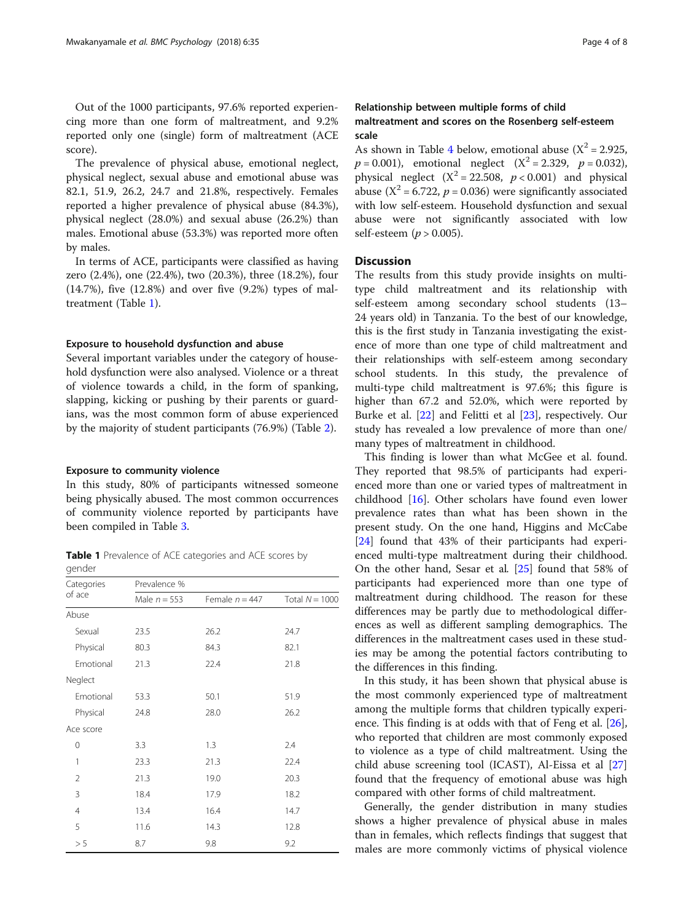Out of the 1000 participants, 97.6% reported experiencing more than one form of maltreatment, and 9.2% reported only one (single) form of maltreatment (ACE score).

The prevalence of physical abuse, emotional neglect, physical neglect, sexual abuse and emotional abuse was 82.1, 51.9, 26.2, 24.7 and 21.8%, respectively. Females reported a higher prevalence of physical abuse (84.3%), physical neglect (28.0%) and sexual abuse (26.2%) than males. Emotional abuse (53.3%) was reported more often by males.

In terms of ACE, participants were classified as having zero (2.4%), one (22.4%), two (20.3%), three (18.2%), four (14.7%), five (12.8%) and over five (9.2%) types of maltreatment (Table 1).

### Exposure to household dysfunction and abuse

Several important variables under the category of household dysfunction were also analysed. Violence or a threat of violence towards a child, in the form of spanking, slapping, kicking or pushing by their parents or guardians, was the most common form of abuse experienced by the majority of student participants (76.9%) (Table 2).

### Exposure to community violence

In this study, 80% of participants witnessed someone being physically abused. The most common occurrences of community violence reported by participants have been compiled in Table 3.

**Table 1** Prevalence of ACE categories and ACE scores by gender

| Categories of ace | Prevalence % | | |
|---|---|---|---|
| | Male $n = 553$ | Female $n = 447$ | Total $N = 1000$ |
| Abuse | | | |
| Sexual | 23.5 | 26.2 | 24.7 |
| Physical | 80.3 | 84.3 | 82.1 |
| Emotional | 21.3 | 22.4 | 21.8 |
| Neglect | | | |
| Emotional | 53.3 | 50.1 | 51.9 |
| Physical | 24.8 | 28.0 | 26.2 |
| Ace score | | | |
| 0 | 3.3 | 1.3 | 2.4 |
| 1 | 23.3 | 21.3 | 22.4 |
| 2 | 21.3 | 19.0 | 20.3 |
| 3 | 18.4 | 17.9 | 18.2 |
| 4 | 13.4 | 16.4 | 14.7 |
| 5 | 11.6 | 14.3 | 12.8 |
| > 5 | 8.7 | 9.8 | 9.2 |

### Relationship between multiple forms of child maltreatment and scores on the Rosenberg self-esteem scale

As shown in Table 4 below, emotional abuse ($X^2 = 2.925$, $p = 0.001$), emotional neglect ($X^2 = 2.329$, $p = 0.032$), physical neglect ($X^2 = 22.508$, $p < 0.001$) and physical abuse ($X^2 = 6.722$, $p = 0.036$) were significantly associated with low self-esteem. Household dysfunction and sexual abuse were not significantly associated with low self-esteem ($p > 0.005$).

## Discussion

The results from this study provide insights on multi-type child maltreatment and its relationship with self-esteem among secondary school students (13–24 years old) in Tanzania. To the best of our knowledge, this is the first study in Tanzania investigating the existence of more than one type of child maltreatment and their relationships with self-esteem among secondary school students. In this study, the prevalence of multi-type child maltreatment is 97.6%; this figure is higher than 67.2 and 52.0%, which were reported by Burke et al. [22] and Felitti et al [23], respectively. Our study has revealed a low prevalence of more than one/many types of maltreatment in childhood.

This finding is lower than what McGee et al. found. They reported that 98.5% of participants had experienced more than one or varied types of maltreatment in childhood [16]. Other scholars have found even lower prevalence rates than what has been shown in the present study. On the one hand, Higgins and McCabe [24] found that 43% of their participants had experienced multi-type maltreatment during their childhood. On the other hand, Sesar et al*.* [25] found that 58% of participants had experienced more than one type of maltreatment during childhood. The reason for these differences may be partly due to methodological differences as well as different sampling demographics. The differences in the maltreatment cases used in these studies may be among the potential factors contributing to the differences in this finding.

In this study, it has been shown that physical abuse is the most commonly experienced type of maltreatment among the multiple forms that children typically experience. This finding is at odds with that of Feng et al. [26], who reported that children are most commonly exposed to violence as a type of child maltreatment. Using the child abuse screening tool (ICAST), Al-Eissa et al [27] found that the frequency of emotional abuse was high compared with other forms of child maltreatment.

Generally, the gender distribution in many studies shows a higher prevalence of physical abuse in males than in females, which reflects findings that suggest that males are more commonly victims of physical violence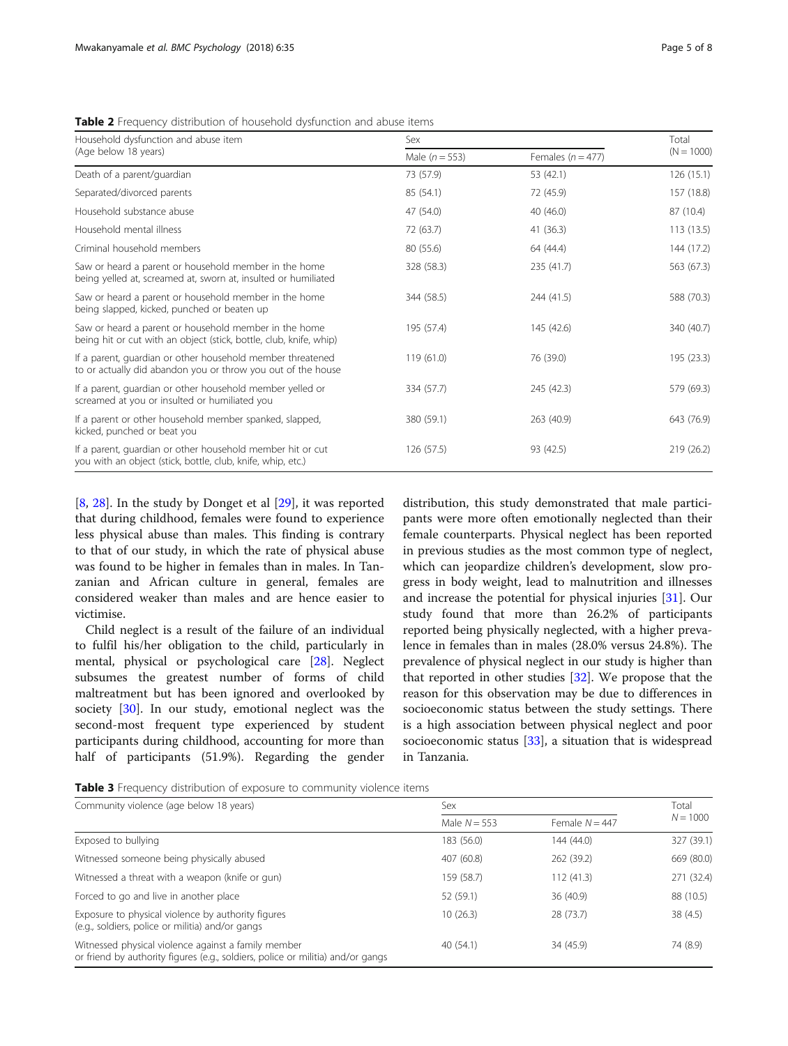**Table 2** Frequency distribution of household dysfunction and abuse items

| Household dysfunction and abuse item (Age below 18 years) | Sex | | Total (N = 1000) |
|---|---|---|---|
| | Male (n = 553) | Females (n = 477) | |
| Death of a parent/guardian | 73 (57.9) | 53 (42.1) | 126 (15.1) |
| Separated/divorced parents | 85 (54.1) | 72 (45.9) | 157 (18.8) |
| Household substance abuse | 47 (54.0) | 40 (46.0) | 87 (10.4) |
| Household mental illness | 72 (63.7) | 41 (36.3) | 113 (13.5) |
| Criminal household members | 80 (55.6) | 64 (44.4) | 144 (17.2) |
| Saw or heard a parent or household member in the home being yelled at, screamed at, sworn at, insulted or humiliated | 328 (58.3) | 235 (41.7) | 563 (67.3) |
| Saw or heard a parent or household member in the home being slapped, kicked, punched or beaten up | 344 (58.5) | 244 (41.5) | 588 (70.3) |
| Saw or heard a parent or household member in the home being hit or cut with an object (stick, bottle, club, knife, whip) | 195 (57.4) | 145 (42.6) | 340 (40.7) |
| If a parent, guardian or other household member threatened to or actually did abandon you or throw you out of the house | 119 (61.0) | 76 (39.0) | 195 (23.3) |
| If a parent, guardian or other household member yelled or screamed at you or insulted or humiliated you | 334 (57.7) | 245 (42.3) | 579 (69.3) |
| If a parent or other household member spanked, slapped, kicked, punched or beat you | 380 (59.1) | 263 (40.9) | 643 (76.9) |
| If a parent, guardian or other household member hit or cut you with an object (stick, bottle, club, knife, whip, etc.) | 126 (57.5) | 93 (42.5) | 219 (26.2) |

[8, 28]. In the study by Donget et al [29], it was reported that during childhood, females were found to experience less physical abuse than males. This finding is contrary to that of our study, in which the rate of physical abuse was found to be higher in females than in males. In Tanzanian and African culture in general, females are considered weaker than males and are hence easier to victimise.

Child neglect is a result of the failure of an individual to fulfil his/her obligation to the child, particularly in mental, physical or psychological care [28]. Neglect subsumes the greatest number of forms of child maltreatment but has been ignored and overlooked by society [30]. In our study, emotional neglect was the second-most frequent type experienced by student participants during childhood, accounting for more than half of participants (51.9%). Regarding the gender distribution, this study demonstrated that male participants were more often emotionally neglected than their female counterparts. Physical neglect has been reported in previous studies as the most common type of neglect, which can jeopardize children's development, slow progress in body weight, lead to malnutrition and illnesses and increase the potential for physical injuries [31]. Our study found that more than 26.2% of participants reported being physically neglected, with a higher prevalence in females than in males (28.0% versus 24.8%). The prevalence of physical neglect in our study is higher than that reported in other studies [32]. We propose that the reason for this observation may be due to differences in socioeconomic status between the study settings. There is a high association between physical neglect and poor socioeconomic status [33], a situation that is widespread in Tanzania.

**Table 3** Frequency distribution of exposure to community violence items

| Community violence (age below 18 years) | Sex | | Total N = 1000 |
|---|---|---|---|
| | Male N = 553 | Female N = 447 | |
| Exposed to bullying | 183 (56.0) | 144 (44.0) | 327 (39.1) |
| Witnessed someone being physically abused | 407 (60.8) | 262 (39.2) | 669 (80.0) |
| Witnessed a threat with a weapon (knife or gun) | 159 (58.7) | 112 (41.3) | 271 (32.4) |
| Forced to go and live in another place | 52 (59.1) | 36 (40.9) | 88 (10.5) |
| Exposure to physical violence by authority figures (e.g., soldiers, police or militia) and/or gangs | 10 (26.3) | 28 (73.7) | 38 (4.5) |
| Witnessed physical violence against a family member or friend by authority figures (e.g., soldiers, police or militia) and/or gangs | 40 (54.1) | 34 (45.9) | 74 (8.9) |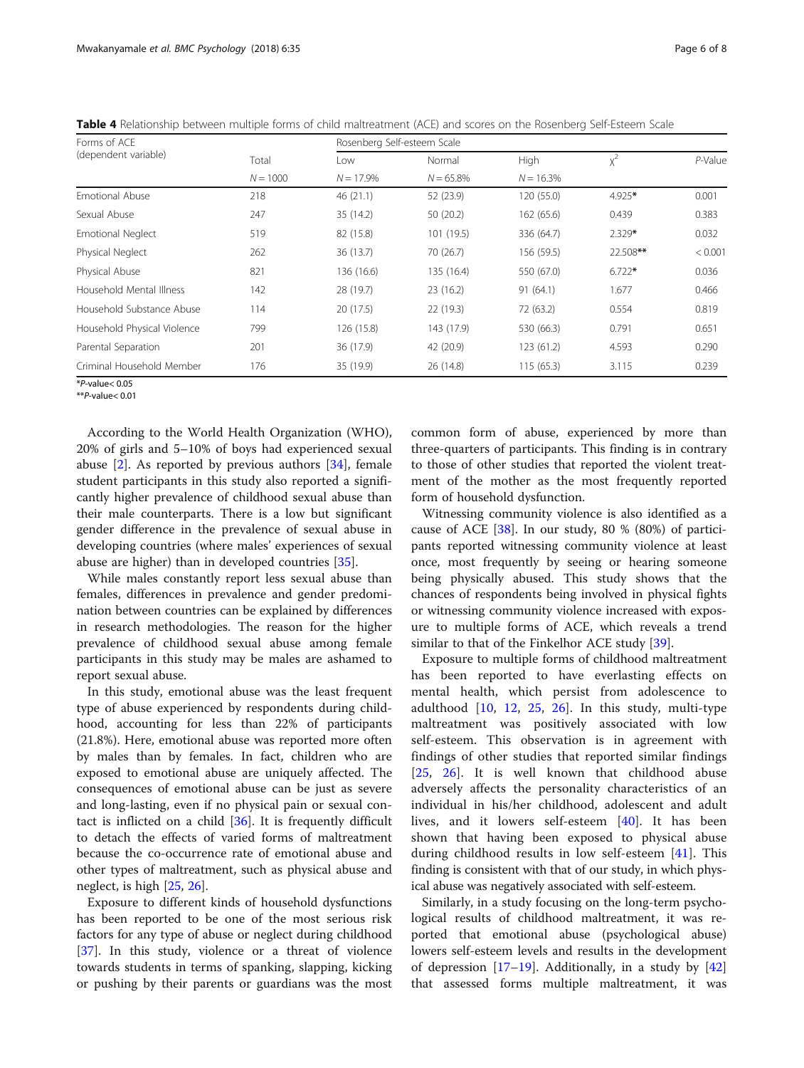**Table 4** Relationship between multiple forms of child maltreatment (ACE) and scores on the Rosenberg Self-Esteem Scale

| Forms of ACE (dependent variable) | Total | Rosenberg Self-esteem Scale | | | | |
|---|---|---|---|---|---|---|
| | $N = 1000$ | Low $N = 17.9\%$ | Normal $N = 65.8\%$ | High $N = 16.3\%$ | $\chi^2$ | *P*-Value |
| Emotional Abuse | 218 | 46 (21.1) | 52 (23.9) | 120 (55.0) | 4.925* | 0.001 |
| Sexual Abuse | 247 | 35 (14.2) | 50 (20.2) | 162 (65.6) | 0.439 | 0.383 |
| Emotional Neglect | 519 | 82 (15.8) | 101 (19.5) | 336 (64.7) | 2.329* | 0.032 |
| Physical Neglect | 262 | 36 (13.7) | 70 (26.7) | 156 (59.5) | 22.508** | < 0.001 |
| Physical Abuse | 821 | 136 (16.6) | 135 (16.4) | 550 (67.0) | 6.722* | 0.036 |
| Household Mental Illness | 142 | 28 (19.7) | 23 (16.2) | 91 (64.1) | 1.677 | 0.466 |
| Household Substance Abuse | 114 | 20 (17.5) | 22 (19.3) | 72 (63.2) | 0.554 | 0.819 |
| Household Physical Violence | 799 | 126 (15.8) | 143 (17.9) | 530 (66.3) | 0.791 | 0.651 |
| Parental Separation | 201 | 36 (17.9) | 42 (20.9) | 123 (61.2) | 4.593 | 0.290 |
| Criminal Household Member | 176 | 35 (19.9) | 26 (14.8) | 115 (65.3) | 3.115 | 0.239 |

*$P$-value< 0.05
**$P$-value< 0.01

According to the World Health Organization (WHO), 20% of girls and 5–10% of boys had experienced sexual abuse [2]. As reported by previous authors [34], female student participants in this study also reported a significantly higher prevalence of childhood sexual abuse than their male counterparts. There is a low but significant gender difference in the prevalence of sexual abuse in developing countries (where males' experiences of sexual abuse are higher) than in developed countries [35].

While males constantly report less sexual abuse than females, differences in prevalence and gender predomination between countries can be explained by differences in research methodologies. The reason for the higher prevalence of childhood sexual abuse among female participants in this study may be males are ashamed to report sexual abuse.

In this study, emotional abuse was the least frequent type of abuse experienced by respondents during childhood, accounting for less than 22% of participants (21.8%). Here, emotional abuse was reported more often by males than by females. In fact, children who are exposed to emotional abuse are uniquely affected. The consequences of emotional abuse can be just as severe and long-lasting, even if no physical pain or sexual contact is inflicted on a child [36]. It is frequently difficult to detach the effects of varied forms of maltreatment because the co-occurrence rate of emotional abuse and other types of maltreatment, such as physical abuse and neglect, is high [25, 26].

Exposure to different kinds of household dysfunctions has been reported to be one of the most serious risk factors for any type of abuse or neglect during childhood [37]. In this study, violence or a threat of violence towards students in terms of spanking, slapping, kicking or pushing by their parents or guardians was the most common form of abuse, experienced by more than three-quarters of participants. This finding is in contrary to those of other studies that reported the violent treatment of the mother as the most frequently reported form of household dysfunction.

Witnessing community violence is also identified as a cause of ACE [38]. In our study, 80 % (80%) of participants reported witnessing community violence at least once, most frequently by seeing or hearing someone being physically abused. This study shows that the chances of respondents being involved in physical fights or witnessing community violence increased with exposure to multiple forms of ACE, which reveals a trend similar to that of the Finkelhor ACE study [39].

Exposure to multiple forms of childhood maltreatment has been reported to have everlasting effects on mental health, which persist from adolescence to adulthood [10, 12, 25, 26]. In this study, multi-type maltreatment was positively associated with low self-esteem. This observation is in agreement with findings of other studies that reported similar findings [25, 26]. It is well known that childhood abuse adversely affects the personality characteristics of an individual in his/her childhood, adolescent and adult lives, and it lowers self-esteem [40]. It has been shown that having been exposed to physical abuse during childhood results in low self-esteem [41]. This finding is consistent with that of our study, in which physical abuse was negatively associated with self-esteem.

Similarly, in a study focusing on the long-term psychological results of childhood maltreatment, it was reported that emotional abuse (psychological abuse) lowers self-esteem levels and results in the development of depression [17–19]. Additionally, in a study by [42] that assessed forms multiple maltreatment, it was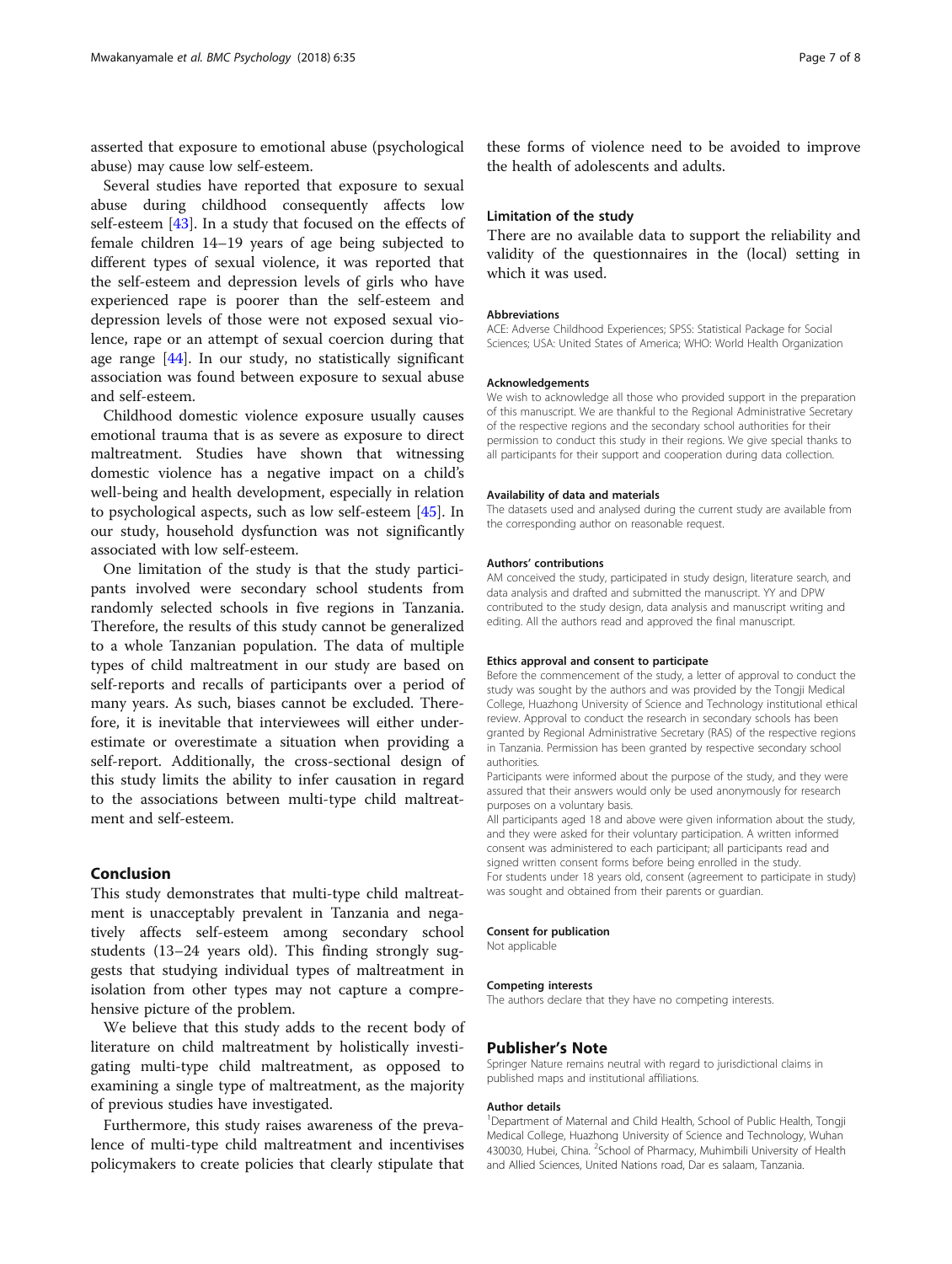asserted that exposure to emotional abuse (psychological abuse) may cause low self-esteem.

Several studies have reported that exposure to sexual abuse during childhood consequently affects low self-esteem [43]. In a study that focused on the effects of female children 14–19 years of age being subjected to different types of sexual violence, it was reported that the self-esteem and depression levels of girls who have experienced rape is poorer than the self-esteem and depression levels of those were not exposed sexual violence, rape or an attempt of sexual coercion during that age range [44]. In our study, no statistically significant association was found between exposure to sexual abuse and self-esteem.

Childhood domestic violence exposure usually causes emotional trauma that is as severe as exposure to direct maltreatment. Studies have shown that witnessing domestic violence has a negative impact on a child's well-being and health development, especially in relation to psychological aspects, such as low self-esteem [45]. In our study, household dysfunction was not significantly associated with low self-esteem.

One limitation of the study is that the study participants involved were secondary school students from randomly selected schools in five regions in Tanzania. Therefore, the results of this study cannot be generalized to a whole Tanzanian population. The data of multiple types of child maltreatment in our study are based on self-reports and recalls of participants over a period of many years. As such, biases cannot be excluded. Therefore, it is inevitable that interviewees will either underestimate or overestimate a situation when providing a self-report. Additionally, the cross-sectional design of this study limits the ability to infer causation in regard to the associations between multi-type child maltreatment and self-esteem.

## Conclusion

This study demonstrates that multi-type child maltreatment is unacceptably prevalent in Tanzania and negatively affects self-esteem among secondary school students (13–24 years old). This finding strongly suggests that studying individual types of maltreatment in isolation from other types may not capture a comprehensive picture of the problem.

We believe that this study adds to the recent body of literature on child maltreatment by holistically investigating multi-type child maltreatment, as opposed to examining a single type of maltreatment, as the majority of previous studies have investigated.

Furthermore, this study raises awareness of the prevalence of multi-type child maltreatment and incentivises policymakers to create policies that clearly stipulate that these forms of violence need to be avoided to improve the health of adolescents and adults.

### Limitation of the study

There are no available data to support the reliability and validity of the questionnaires in the (local) setting in which it was used.

#### Abbreviations

ACE: Adverse Childhood Experiences; SPSS: Statistical Package for Social Sciences; USA: United States of America; WHO: World Health Organization

#### Acknowledgements

We wish to acknowledge all those who provided support in the preparation of this manuscript. We are thankful to the Regional Administrative Secretary of the respective regions and the secondary school authorities for their permission to conduct this study in their regions. We give special thanks to all participants for their support and cooperation during data collection.

#### Availability of data and materials

The datasets used and analysed during the current study are available from the corresponding author on reasonable request.

#### Authors' contributions

AM conceived the study, participated in study design, literature search, and data analysis and drafted and submitted the manuscript. YY and DPW contributed to the study design, data analysis and manuscript writing and editing. All the authors read and approved the final manuscript.

#### Ethics approval and consent to participate

Before the commencement of the study, a letter of approval to conduct the study was sought by the authors and was provided by the Tongji Medical College, Huazhong University of Science and Technology institutional ethical review. Approval to conduct the research in secondary schools has been granted by Regional Administrative Secretary (RAS) of the respective regions in Tanzania. Permission has been granted by respective secondary school authorities.

Participants were informed about the purpose of the study, and they were assured that their answers would only be used anonymously for research purposes on a voluntary basis.

All participants aged 18 and above were given information about the study, and they were asked for their voluntary participation. A written informed consent was administered to each participant; all participants read and signed written consent forms before being enrolled in the study.

For students under 18 years old, consent (agreement to participate in study) was sought and obtained from their parents or guardian.

#### Consent for publication

Not applicable

#### Competing interests

The authors declare that they have no competing interests.

### Publisher's Note

Springer Nature remains neutral with regard to jurisdictional claims in published maps and institutional affiliations.

#### Author details

[1]Department of Maternal and Child Health, School of Public Health, Tongji Medical College, Huazhong University of Science and Technology, Wuhan 430030, Hubei, China. [2]School of Pharmacy, Muhimbili University of Health and Allied Sciences, United Nations road, Dar es salaam, Tanzania.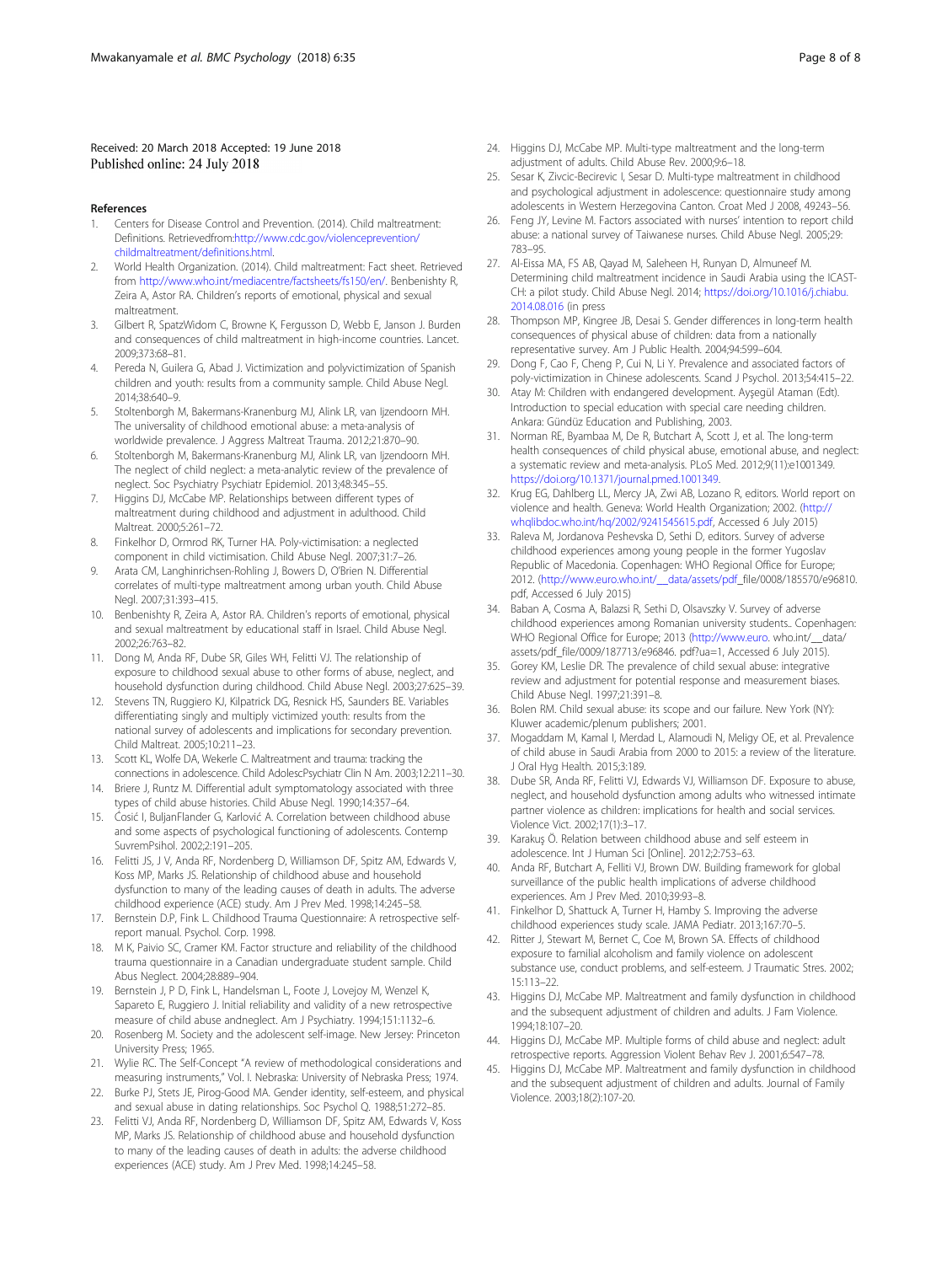Received: 20 March 2018 Accepted: 19 June 2018
Published online: 24 July 2018

## References

1. Centers for Disease Control and Prevention. (2014). Child maltreatment: Definitions. Retrievedfrom:http://www.cdc.gov/violenceprevention/childmaltreatment/definitions.html.
2. World Health Organization. (2014). Child maltreatment: Fact sheet. Retrieved from http://www.who.int/mediacentre/factsheets/fs150/en/. Benbenishty R, Zeira A, Astor RA. Children's reports of emotional, physical and sexual maltreatment.
3. Gilbert R, SpatzWidom C, Browne K, Fergusson D, Webb E, Janson J. Burden and consequences of child maltreatment in high-income countries. Lancet. 2009;373:68–81.
4. Pereda N, Guilera G, Abad J. Victimization and polyvictimization of Spanish children and youth: results from a community sample. Child Abuse Negl. 2014;38:640–9.
5. Stoltenborgh M, Bakermans-Kranenburg MJ, Alink LR, van Ijzendoorn MH. The universality of childhood emotional abuse: a meta-analysis of worldwide prevalence. J Aggress Maltreat Trauma. 2012;21:870–90.
6. Stoltenborgh M, Bakermans-Kranenburg MJ, Alink LR, van Ijzendoorn MH. The neglect of child neglect: a meta-analytic review of the prevalence of neglect. Soc Psychiatry Psychiatr Epidemiol. 2013;48:345–55.
7. Higgins DJ, McCabe MP. Relationships between different types of maltreatment during childhood and adjustment in adulthood. Child Maltreat. 2000;5:261–72.
8. Finkelhor D, Ormrod RK, Turner HA. Poly-victimisation: a neglected component in child victimisation. Child Abuse Negl. 2007;31:7–26.
9. Arata CM, Langhinrichsen-Rohling J, Bowers D, O'Brien N. Differential correlates of multi-type maltreatment among urban youth. Child Abuse Negl. 2007;31:393–415.
10. Benbenishty R, Zeira A, Astor RA. Children's reports of emotional, physical and sexual maltreatment by educational staff in Israel. Child Abuse Negl. 2002;26:763–82.
11. Dong M, Anda RF, Dube SR, Giles WH, Felitti VJ. The relationship of exposure to childhood sexual abuse to other forms of abuse, neglect, and household dysfunction during childhood. Child Abuse Negl. 2003;27:625–39.
12. Stevens TN, Ruggiero KJ, Kilpatrick DG, Resnick HS, Saunders BE. Variables differentiating singly and multiply victimized youth: results from the national survey of adolescents and implications for secondary prevention. Child Maltreat. 2005;10:211–23.
13. Scott KL, Wolfe DA, Wekerle C. Maltreatment and trauma: tracking the connections in adolescence. Child AdolescPsychiatr Clin N Am. 2003;12:211–30.
14. Briere J, Runtz M. Differential adult symptomatology associated with three types of child abuse histories. Child Abuse Negl. 1990;14:357–64.
15. Ćosić I, BuljanFlander G, Karlović A. Correlation between childhood abuse and some aspects of psychological functioning of adolescents. Contemp SuvremPsihol. 2002;2:191–205.
16. Felitti JS, J V, Anda RF, Nordenberg D, Williamson DF, Spitz AM, Edwards V, Koss MP, Marks JS. Relationship of childhood abuse and household dysfunction to many of the leading causes of death in adults. The adverse childhood experience (ACE) study. Am J Prev Med. 1998;14:245–58.
17. Bernstein D.P, Fink L. Childhood Trauma Questionnaire: A retrospective self-report manual. Psychol. Corp. 1998.
18. M K, Paivio SC, Cramer KM. Factor structure and reliability of the childhood trauma questionnaire in a Canadian undergraduate student sample. Child Abus Neglect. 2004;28:889–904.
19. Bernstein J, P D, Fink L, Handelsman L, Foote J, Lovejoy M, Wenzel K, Sapareto E, Ruggiero J. Initial reliability and validity of a new retrospective measure of child abuse andneglect. Am J Psychiatry. 1994;151:1132–6.
20. Rosenberg M. Society and the adolescent self-image. New Jersey: Princeton University Press; 1965.
21. Wylie RC. The Self-Concept "A review of methodological considerations and measuring instruments," Vol. I. Nebraska: University of Nebraska Press; 1974.
22. Burke PJ, Stets JE, Pirog-Good MA. Gender identity, self-esteem, and physical and sexual abuse in dating relationships. Soc Psychol Q. 1988;51:272–85.
23. Felitti VJ, Anda RF, Nordenberg D, Williamson DF, Spitz AM, Edwards V, Koss MP, Marks JS. Relationship of childhood abuse and household dysfunction to many of the leading causes of death in adults: the adverse childhood experiences (ACE) study. Am J Prev Med. 1998;14:245–58.
24. Higgins DJ, McCabe MP. Multi-type maltreatment and the long-term adjustment of adults. Child Abuse Rev. 2000;9:6–18.
25. Sesar K, Zivcic-Becirevic I, Sesar D. Multi-type maltreatment in childhood and psychological adjustment in adolescence: questionnaire study among adolescents in Western Herzegovina Canton. Croat Med J 2008, 49243–56.
26. Feng JY, Levine M. Factors associated with nurses' intention to report child abuse: a national survey of Taiwanese nurses. Child Abuse Negl. 2005;29:783–95.
27. Al-Eissa MA, FS AB, Qayad M, Saleheen H, Runyan D, Almuneef M. Determining child maltreatment incidence in Saudi Arabia using the ICAST-CH: a pilot study. Child Abuse Negl. 2014; https://doi.org/10.1016/j.chiabu.2014.08.016 (in press
28. Thompson MP, Kingree JB, Desai S. Gender differences in long-term health consequences of physical abuse of children: data from a nationally representative survey. Am J Public Health. 2004;94:599–604.
29. Dong F, Cao F, Cheng P, Cui N, Li Y. Prevalence and associated factors of poly-victimization in Chinese adolescents. Scand J Psychol. 2013;54:415–22.
30. Atay M: Children with endangered development. Ayşegül Ataman (Edt). Introduction to special education with special care needing children. Ankara: Gündüz Education and Publishing, 2003.
31. Norman RE, Byambaa M, De R, Butchart A, Scott J, et al. The long-term health consequences of child physical abuse, emotional abuse, and neglect: a systematic review and meta-analysis. PLoS Med. 2012;9(11):e1001349. https://doi.org/10.1371/journal.pmed.1001349.
32. Krug EG, Dahlberg LL, Mercy JA, Zwi AB, Lozano R, editors. World report on violence and health. Geneva: World Health Organization; 2002. (http://whqlibdoc.who.int/hq/2002/9241545615.pdf, Accessed 6 July 2015)
33. Raleva M, Jordanova Peshevska D, Sethi D, editors. Survey of adverse childhood experiences among young people in the former Yugoslav Republic of Macedonia. Copenhagen: WHO Regional Office for Europe; 2012. (http://www.euro.who.int/__data/assets/pdf_file/0008/185570/e96810.pdf, Accessed 6 July 2015)
34. Baban A, Cosma A, Balazsi R, Sethi D, Olsavszky V. Survey of adverse childhood experiences among Romanian university students.. Copenhagen: WHO Regional Office for Europe; 2013 (http://www.euro. who.int/__data/assets/pdf_file/0009/187713/e96846. pdf?ua=1, Accessed 6 July 2015).
35. Gorey KM, Leslie DR. The prevalence of child sexual abuse: integrative review and adjustment for potential response and measurement biases. Child Abuse Negl. 1997;21:391–8.
36. Bolen RM. Child sexual abuse: its scope and our failure. New York (NY): Kluwer academic/plenum publishers; 2001.
37. Mogaddam M, Kamal I, Merdad L, Alamoudi N, Meligy OE, et al. Prevalence of child abuse in Saudi Arabia from 2000 to 2015: a review of the literature. J Oral Hyg Health. 2015;3:189.
38. Dube SR, Anda RF, Felitti VJ, Edwards VJ, Williamson DF. Exposure to abuse, neglect, and household dysfunction among adults who witnessed intimate partner violence as children: implications for health and social services. Violence Vict. 2002;17(1):3–17.
39. Karakuş Ö. Relation between childhood abuse and self esteem in adolescence. Int J Human Sci [Online]. 2012;2:753–63.
40. Anda RF, Butchart A, Felliti VJ, Brown DW. Building framework for global surveillance of the public health implications of adverse childhood experiences. Am J Prev Med. 2010;39:93–8.
41. Finkelhor D, Shattuck A, Turner H, Hamby S. Improving the adverse childhood experiences study scale. JAMA Pediatr. 2013;167:70–5.
42. Ritter J, Stewart M, Bernet C, Coe M, Brown SA. Effects of childhood exposure to familial alcoholism and family violence on adolescent substance use, conduct problems, and self-esteem. J Traumatic Stres. 2002;15:113–22.
43. Higgins DJ, McCabe MP. Maltreatment and family dysfunction in childhood and the subsequent adjustment of children and adults. J Fam Violence. 1994;18:107–20.
44. Higgins DJ, McCabe MP. Multiple forms of child abuse and neglect: adult retrospective reports. Aggression Violent Behav Rev J. 2001;6:547–78.
45. Higgins DJ, McCabe MP. Maltreatment and family dysfunction in childhood and the subsequent adjustment of children and adults. Journal of Family Violence. 2003;18(2):107-20.